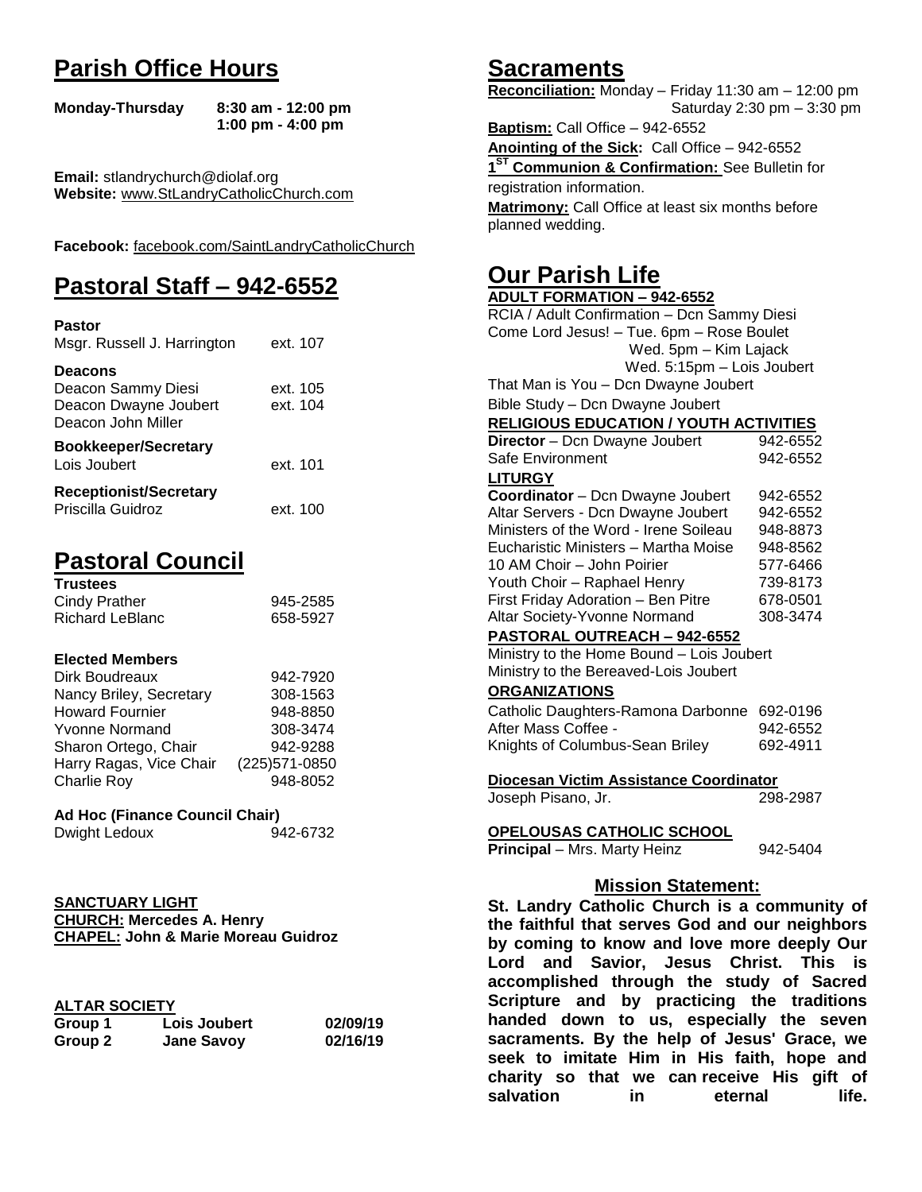# Parish Office Hours

**Monday-Thursday** **8:30 am - 12:00 pm**
**1:00 pm - 4:00 pm**

**Email:** stlandrychurch@diolaf.org
**Website:** www.StLandryCatholicChurch.com

**Facebook:** facebook.com/SaintLandryCatholicChurch

# Pastoral Staff – 942-6552

**Pastor**

| | |
|---|---|
| Msgr. Russell J. Harrington | ext. 107 |

**Deacons**

| | |
|---|---|
| Deacon Sammy Diesi | ext. 105 |
| Deacon Dwayne Joubert | ext. 104 |
| Deacon John Miller | |

**Bookkeeper/Secretary**

| | |
|---|---|
| Lois Joubert | ext. 101 |

**Receptionist/Secretary**

| | |
|---|---|
| Priscilla Guidroz | ext. 100 |

# Pastoral Council

**Trustees**

| | |
|---|---|
| Cindy Prather | 945-2585 |
| Richard LeBlanc | 658-5927 |

**Elected Members**

| | |
|---|---|
| Dirk Boudreaux | 942-7920 |
| Nancy Briley, Secretary | 308-1563 |
| Howard Fournier | 948-8850 |
| Yvonne Normand | 308-3474 |
| Sharon Ortego, Chair | 942-9288 |
| Harry Ragas, Vice Chair | (225)571-0850 |
| Charlie Roy | 948-8052 |

**Ad Hoc (Finance Council Chair)**

| | |
|---|---|
| Dwight Ledoux | 942-6732 |

**SANCTUARY LIGHT**
**CHURCH: Mercedes A. Henry**
**CHAPEL: John & Marie Moreau Guidroz**

**ALTAR SOCIETY**

| | | |
|---|---|---|
| **Group 1** | **Lois Joubert** | **02/09/19** |
| **Group 2** | **Jane Savoy** | **02/16/19** |

# Sacraments

**Reconciliation:** Monday – Friday 11:30 am – 12:00 pm
Saturday 2:30 pm – 3:30 pm

**Baptism:** Call Office – 942-6552

**Anointing of the Sick:** Call Office – 942-6552

**1st Communion & Confirmation:** See Bulletin for registration information.

**Matrimony:** Call Office at least six months before planned wedding.

# Our Parish Life

**ADULT FORMATION – 942-6552**

RCIA / Adult Confirmation – Dcn Sammy Diesi
Come Lord Jesus! – Tue. 6pm – Rose Boulet
Wed. 5pm – Kim Lajack
Wed. 5:15pm – Lois Joubert
That Man is You – Dcn Dwayne Joubert
Bible Study – Dcn Dwayne Joubert

**RELIGIOUS EDUCATION / YOUTH ACTIVITIES**

| | |
|---|---|
| **Director** – Dcn Dwayne Joubert | 942-6552 |
| Safe Environment | 942-6552 |

**LITURGY**

| | |
|---|---|
| **Coordinator** – Dcn Dwayne Joubert | 942-6552 |
| Altar Servers - Dcn Dwayne Joubert | 942-6552 |
| Ministers of the Word - Irene Soileau | 948-8873 |
| Eucharistic Ministers – Martha Moise | 948-8562 |
| 10 AM Choir – John Poirier | 577-6466 |
| Youth Choir – Raphael Henry | 739-8173 |
| First Friday Adoration – Ben Pitre | 678-0501 |
| Altar Society-Yvonne Normand | 308-3474 |

**PASTORAL OUTREACH – 942-6552**

Ministry to the Home Bound – Lois Joubert
Ministry to the Bereaved-Lois Joubert

**ORGANIZATIONS**

| | |
|---|---|
| Catholic Daughters-Ramona Darbonne | 692-0196 |
| After Mass Coffee - | 942-6552 |
| Knights of Columbus-Sean Briley | 692-4911 |

**Diocesan Victim Assistance Coordinator**

| | |
|---|---|
| Joseph Pisano, Jr. | 298-2987 |

**OPELOUSAS CATHOLIC SCHOOL**

| | |
|---|---|
| **Principal** – Mrs. Marty Heinz | 942-5404 |

## Mission Statement:

**St. Landry Catholic Church is a community of the faithful that serves God and our neighbors by coming to know and love more deeply Our Lord and Savior, Jesus Christ. This is accomplished through the study of Sacred Scripture and by practicing the traditions handed down to us, especially the seven sacraments. By the help of Jesus' Grace, we seek to imitate Him in His faith, hope and charity so that we can receive His gift of salvation in eternal life.**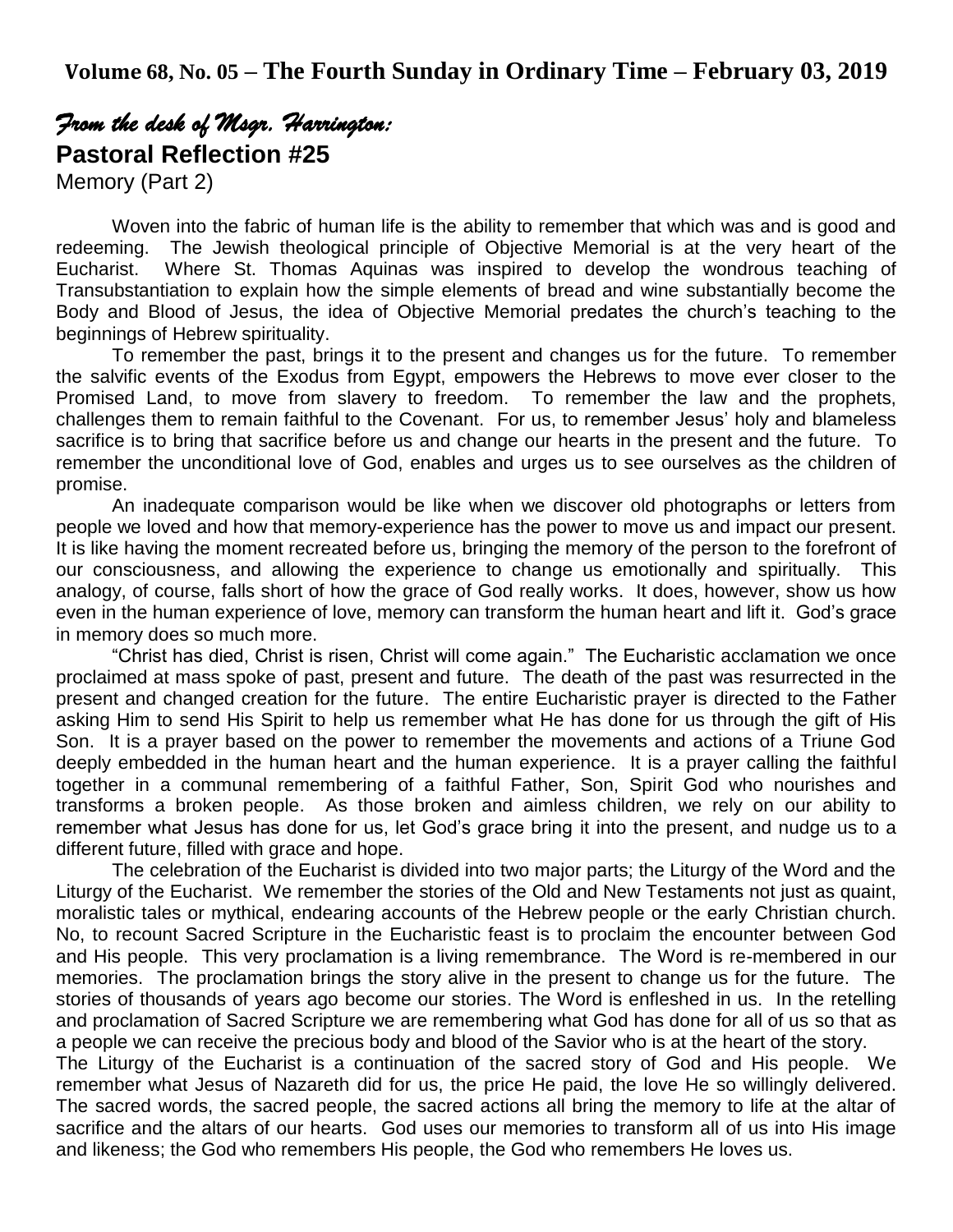**Volume 68, No. 05 – The Fourth Sunday in Ordinary Time – February 03, 2019**

*From the desk of Msgr. Harrington:*

## Pastoral Reflection #25

Memory (Part 2)

Woven into the fabric of human life is the ability to remember that which was and is good and redeeming. The Jewish theological principle of Objective Memorial is at the very heart of the Eucharist. Where St. Thomas Aquinas was inspired to develop the wondrous teaching of Transubstantiation to explain how the simple elements of bread and wine substantially become the Body and Blood of Jesus, the idea of Objective Memorial predates the church's teaching to the beginnings of Hebrew spirituality.

To remember the past, brings it to the present and changes us for the future. To remember the salvific events of the Exodus from Egypt, empowers the Hebrews to move ever closer to the Promised Land, to move from slavery to freedom. To remember the law and the prophets, challenges them to remain faithful to the Covenant. For us, to remember Jesus' holy and blameless sacrifice is to bring that sacrifice before us and change our hearts in the present and the future. To remember the unconditional love of God, enables and urges us to see ourselves as the children of promise.

An inadequate comparison would be like when we discover old photographs or letters from people we loved and how that memory-experience has the power to move us and impact our present. It is like having the moment recreated before us, bringing the memory of the person to the forefront of our consciousness, and allowing the experience to change us emotionally and spiritually. This analogy, of course, falls short of how the grace of God really works. It does, however, show us how even in the human experience of love, memory can transform the human heart and lift it. God's grace in memory does so much more.

"Christ has died, Christ is risen, Christ will come again." The Eucharistic acclamation we once proclaimed at mass spoke of past, present and future. The death of the past was resurrected in the present and changed creation for the future. The entire Eucharistic prayer is directed to the Father asking Him to send His Spirit to help us remember what He has done for us through the gift of His Son. It is a prayer based on the power to remember the movements and actions of a Triune God deeply embedded in the human heart and the human experience. It is a prayer calling the faithful together in a communal remembering of a faithful Father, Son, Spirit God who nourishes and transforms a broken people. As those broken and aimless children, we rely on our ability to remember what Jesus has done for us, let God's grace bring it into the present, and nudge us to a different future, filled with grace and hope.

The celebration of the Eucharist is divided into two major parts; the Liturgy of the Word and the Liturgy of the Eucharist. We remember the stories of the Old and New Testaments not just as quaint, moralistic tales or mythical, endearing accounts of the Hebrew people or the early Christian church. No, to recount Sacred Scripture in the Eucharistic feast is to proclaim the encounter between God and His people. This very proclamation is a living remembrance. The Word is re-membered in our memories. The proclamation brings the story alive in the present to change us for the future. The stories of thousands of years ago become our stories. The Word is enfleshed in us. In the retelling and proclamation of Sacred Scripture we are remembering what God has done for all of us so that as a people we can receive the precious body and blood of the Savior who is at the heart of the story.

The Liturgy of the Eucharist is a continuation of the sacred story of God and His people. We remember what Jesus of Nazareth did for us, the price He paid, the love He so willingly delivered. The sacred words, the sacred people, the sacred actions all bring the memory to life at the altar of sacrifice and the altars of our hearts. God uses our memories to transform all of us into His image and likeness; the God who remembers His people, the God who remembers He loves us.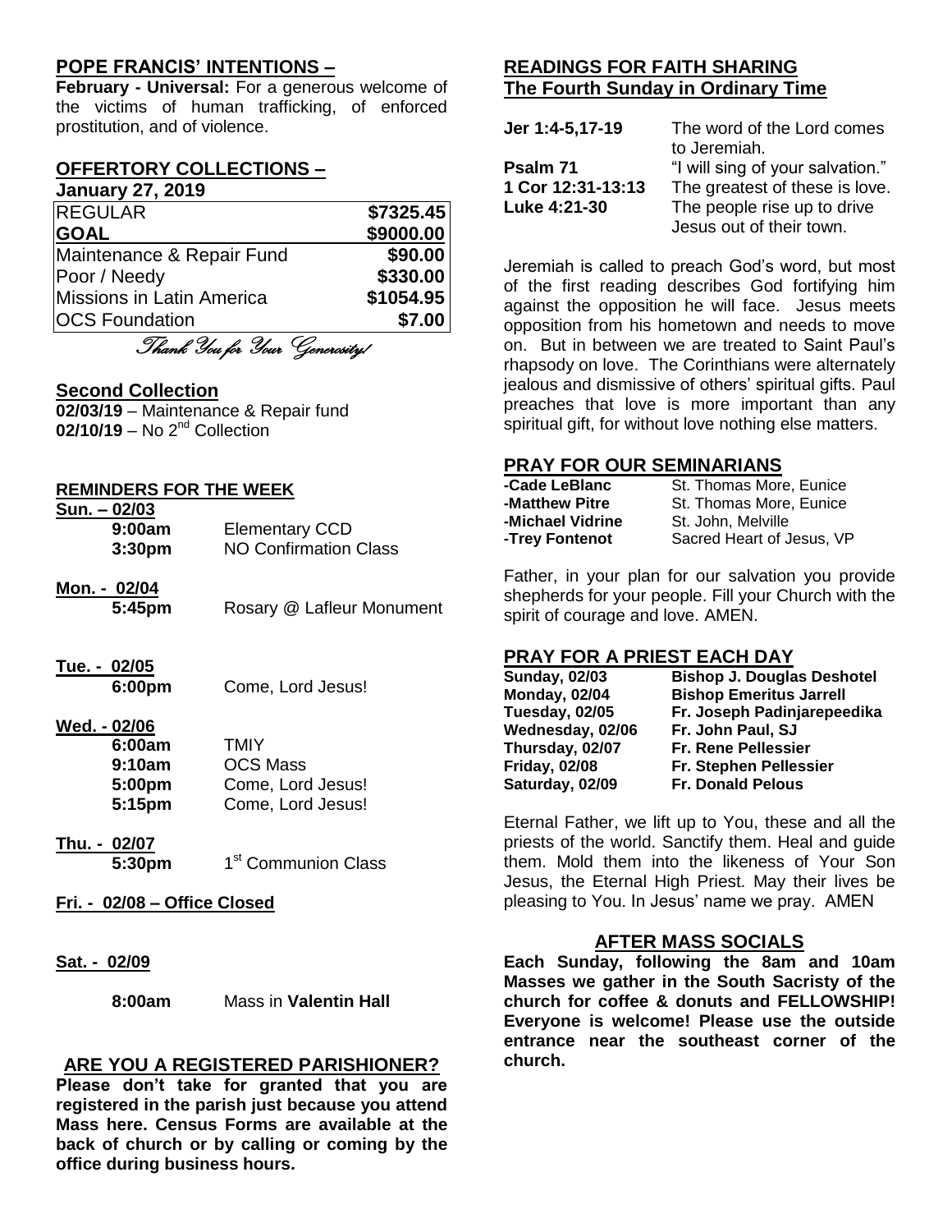## POPE FRANCIS' INTENTIONS –

**February - Universal:** For a generous welcome of the victims of human trafficking, of enforced prostitution, and of violence.

## OFFERTORY COLLECTIONS –

**January 27, 2019**

| | |
|---|---|
| REGULAR | **$7325.45** |
| **GOAL** | **$9000.00** |
| Maintenance & Repair Fund | **$90.00** |
| Poor / Needy | **$330.00** |
| Missions in Latin America | **$1054.95** |
| OCS Foundation | **$7.00** |

*Thank You for Your Generosity!*

## Second Collection

**02/03/19** – Maintenance & Repair fund
**02/10/19** – No 2nd Collection

## REMINDERS FOR THE WEEK

**Sun. – 02/03**
- **9:00am** Elementary CCD
- **3:30pm** NO Confirmation Class

**Mon. - 02/04**
- **5:45pm** Rosary @ Lafleur Monument

**Tue. - 02/05**
- **6:00pm** Come, Lord Jesus!

**Wed. - 02/06**
- **6:00am** TMIY
- **9:10am** OCS Mass
- **5:00pm** Come, Lord Jesus!
- **5:15pm** Come, Lord Jesus!

**Thu. - 02/07**
- **5:30pm** 1st Communion Class

**Fri. - 02/08 – Office Closed**

**Sat. - 02/09**
- **8:00am** Mass in **Valentin Hall**

## ARE YOU A REGISTERED PARISHIONER?

**Please don't take for granted that you are registered in the parish just because you attend Mass here. Census Forms are available at the back of church or by calling or coming by the office during business hours.**

## READINGS FOR FAITH SHARING
## The Fourth Sunday in Ordinary Time

| | |
|---|---|
| **Jer 1:4-5,17-19** | The word of the Lord comes to Jeremiah. |
| **Psalm 71** | "I will sing of your salvation." |
| **1 Cor 12:31-13:13** | The greatest of these is love. |
| **Luke 4:21-30** | The people rise up to drive Jesus out of their town. |

Jeremiah is called to preach God's word, but most of the first reading describes God fortifying him against the opposition he will face. Jesus meets opposition from his hometown and needs to move on. But in between we are treated to Saint Paul's rhapsody on love. The Corinthians were alternately jealous and dismissive of others' spiritual gifts. Paul preaches that love is more important than any spiritual gift, for without love nothing else matters.

## PRAY FOR OUR SEMINARIANS

| | |
|---|---|
| **-Cade LeBlanc** | St. Thomas More, Eunice |
| **-Matthew Pitre** | St. Thomas More, Eunice |
| **-Michael Vidrine** | St. John, Melville |
| **-Trey Fontenot** | Sacred Heart of Jesus, VP |

Father, in your plan for our salvation you provide shepherds for your people. Fill your Church with the spirit of courage and love. AMEN.

## PRAY FOR A PRIEST EACH DAY

| | |
|---|---|
| **Sunday, 02/03** | **Bishop J. Douglas Deshotel** |
| **Monday, 02/04** | **Bishop Emeritus Jarrell** |
| **Tuesday, 02/05** | **Fr. Joseph Padinjarepeedika** |
| **Wednesday, 02/06** | **Fr. John Paul, SJ** |
| **Thursday, 02/07** | **Fr. Rene Pellessier** |
| **Friday, 02/08** | **Fr. Stephen Pellessier** |
| **Saturday, 02/09** | **Fr. Donald Pelous** |

Eternal Father, we lift up to You, these and all the priests of the world. Sanctify them. Heal and guide them. Mold them into the likeness of Your Son Jesus, the Eternal High Priest. May their lives be pleasing to You. In Jesus' name we pray. AMEN

## AFTER MASS SOCIALS

**Each Sunday, following the 8am and 10am Masses we gather in the South Sacristy of the church for coffee & donuts and FELLOWSHIP! Everyone is welcome! Please use the outside entrance near the southeast corner of the church.**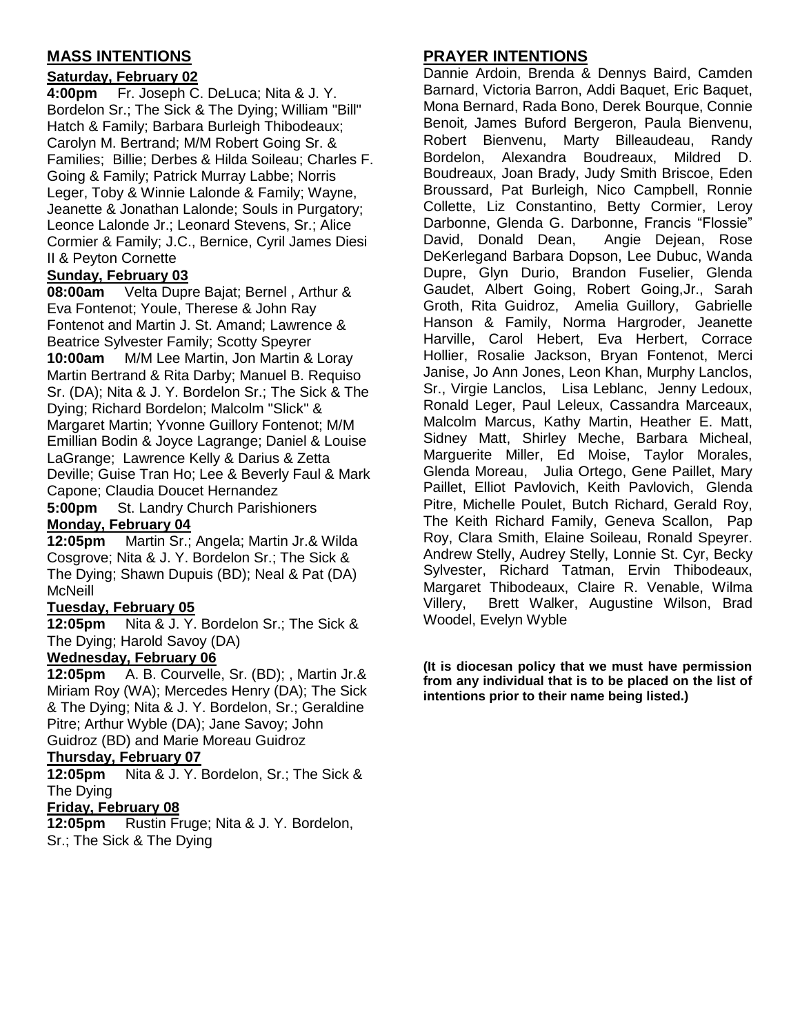## MASS INTENTIONS

### Saturday, February 02

**4:00pm** Fr. Joseph C. DeLuca; Nita & J. Y. Bordelon Sr.; The Sick & The Dying; William "Bill" Hatch & Family; Barbara Burleigh Thibodeaux; Carolyn M. Bertrand; M/M Robert Going Sr. & Families; Billie; Derbes & Hilda Soileau; Charles F. Going & Family; Patrick Murray Labbe; Norris Leger, Toby & Winnie Lalonde & Family; Wayne, Jeanette & Jonathan Lalonde; Souls in Purgatory; Leonce Lalonde Jr.; Leonard Stevens, Sr.; Alice Cormier & Family; J.C., Bernice, Cyril James Diesi II & Peyton Cornette

### Sunday, February 03

**08:00am** Velta Dupre Bajat; Bernel , Arthur & Eva Fontenot; Youle, Therese & John Ray Fontenot and Martin J. St. Amand; Lawrence & Beatrice Sylvester Family; Scotty Speyrer

**10:00am** M/M Lee Martin, Jon Martin & Loray Martin Bertrand & Rita Darby; Manuel B. Requiso Sr. (DA); Nita & J. Y. Bordelon Sr.; The Sick & The Dying; Richard Bordelon; Malcolm "Slick" & Margaret Martin; Yvonne Guillory Fontenot; M/M Emillian Bodin & Joyce Lagrange; Daniel & Louise LaGrange; Lawrence Kelly & Darius & Zetta Deville; Guise Tran Ho; Lee & Beverly Faul & Mark Capone; Claudia Doucet Hernandez

**5:00pm** St. Landry Church Parishioners

### Monday, February 04

**12:05pm** Martin Sr.; Angela; Martin Jr.& Wilda Cosgrove; Nita & J. Y. Bordelon Sr.; The Sick & The Dying; Shawn Dupuis (BD); Neal & Pat (DA) McNeill

### Tuesday, February 05

**12:05pm** Nita & J. Y. Bordelon Sr.; The Sick & The Dying; Harold Savoy (DA)

### Wednesday, February 06

**12:05pm** A. B. Courvelle, Sr. (BD); , Martin Jr.& Miriam Roy (WA); Mercedes Henry (DA); The Sick & The Dying; Nita & J. Y. Bordelon, Sr.; Geraldine Pitre; Arthur Wyble (DA); Jane Savoy; John Guidroz (BD) and Marie Moreau Guidroz

### Thursday, February 07

**12:05pm** Nita & J. Y. Bordelon, Sr.; The Sick & The Dying

### Friday, February 08

**12:05pm** Rustin Fruge; Nita & J. Y. Bordelon, Sr.; The Sick & The Dying

## PRAYER INTENTIONS

Dannie Ardoin, Brenda & Dennys Baird, Camden Barnard, Victoria Barron, Addi Baquet, Eric Baquet, Mona Bernard, Rada Bono, Derek Bourque, Connie Benoit, James Buford Bergeron, Paula Bienvenu, Robert Bienvenu, Marty Billeaudeau, Randy Bordelon, Alexandra Boudreaux, Mildred D. Boudreaux, Joan Brady, Judy Smith Briscoe, Eden Broussard, Pat Burleigh, Nico Campbell, Ronnie Collette, Liz Constantino, Betty Cormier, Leroy Darbonne, Glenda G. Darbonne, Francis "Flossie" David, Donald Dean, Angie Dejean, Rose DeKerlegand Barbara Dopson, Lee Dubuc, Wanda Dupre, Glyn Durio, Brandon Fuselier, Glenda Gaudet, Albert Going, Robert Going,Jr., Sarah Groth, Rita Guidroz, Amelia Guillory, Gabrielle Hanson & Family, Norma Hargroder, Jeanette Harville, Carol Hebert, Eva Herbert, Corrace Hollier, Rosalie Jackson, Bryan Fontenot, Merci Janise, Jo Ann Jones, Leon Khan, Murphy Lanclos, Sr., Virgie Lanclos, Lisa Leblanc, Jenny Ledoux, Ronald Leger, Paul Leleux, Cassandra Marceaux, Malcolm Marcus, Kathy Martin, Heather E. Matt, Sidney Matt, Shirley Meche, Barbara Micheal, Marguerite Miller, Ed Moise, Taylor Morales, Glenda Moreau, Julia Ortego, Gene Paillet, Mary Paillet, Elliot Pavlovich, Keith Pavlovich, Glenda Pitre, Michelle Poulet, Butch Richard, Gerald Roy, The Keith Richard Family, Geneva Scallon, Pap Roy, Clara Smith, Elaine Soileau, Ronald Speyrer. Andrew Stelly, Audrey Stelly, Lonnie St. Cyr, Becky Sylvester, Richard Tatman, Ervin Thibodeaux, Margaret Thibodeaux, Claire R. Venable, Wilma Villery, Brett Walker, Augustine Wilson, Brad Woodel, Evelyn Wyble

**(It is diocesan policy that we must have permission from any individual that is to be placed on the list of intentions prior to their name being listed.)**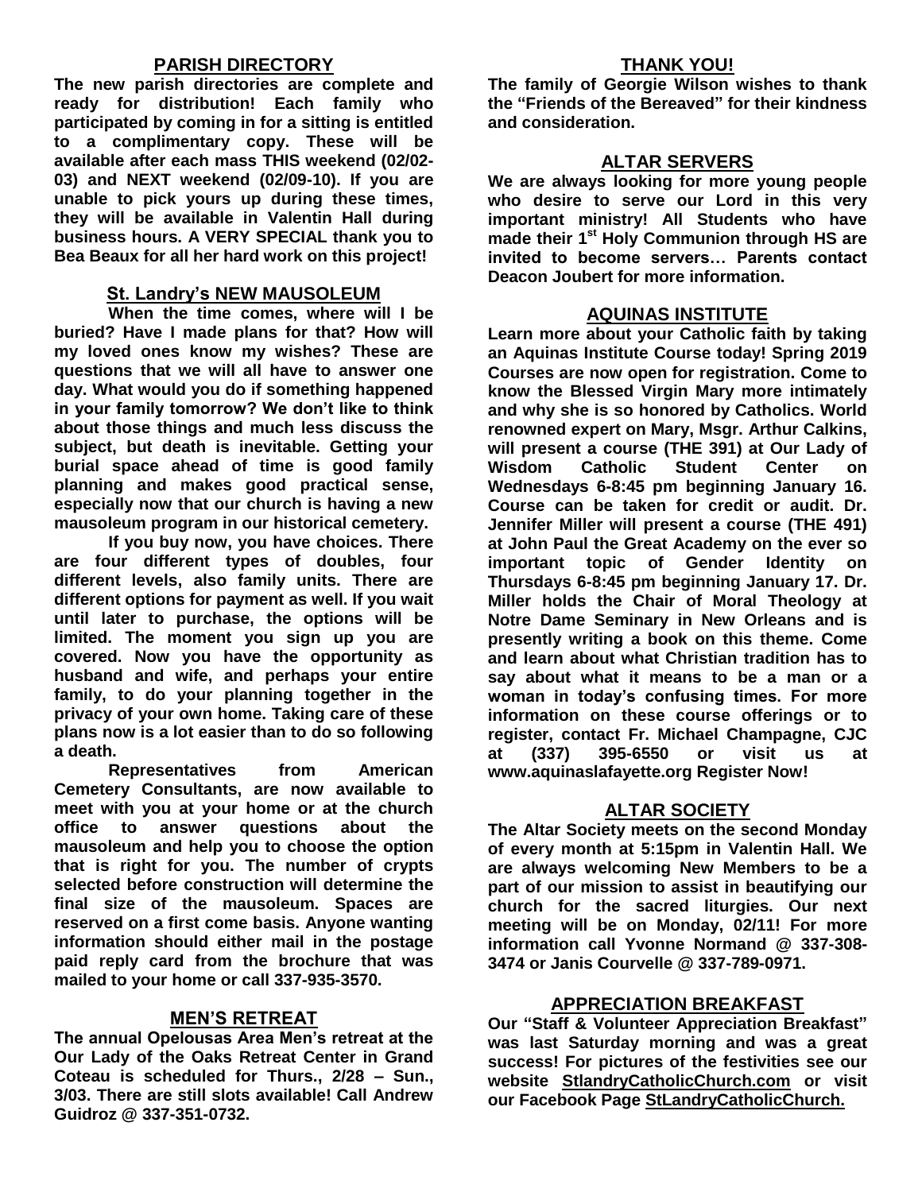## PARISH DIRECTORY

**The new parish directories are complete and ready for distribution! Each family who participated by coming in for a sitting is entitled to a complimentary copy. These will be available after each mass THIS weekend (02/02-03) and NEXT weekend (02/09-10). If you are unable to pick yours up during these times, they will be available in Valentin Hall during business hours. A VERY SPECIAL thank you to Bea Beaux for all her hard work on this project!**

## St. Landry's NEW MAUSOLEUM

**When the time comes, where will I be buried? Have I made plans for that? How will my loved ones know my wishes? These are questions that we will all have to answer one day. What would you do if something happened in your family tomorrow? We don't like to think about those things and much less discuss the subject, but death is inevitable. Getting your burial space ahead of time is good family planning and makes good practical sense, especially now that our church is having a new mausoleum program in our historical cemetery.**

**If you buy now, you have choices. There are four different types of doubles, four different levels, also family units. There are different options for payment as well. If you wait until later to purchase, the options will be limited. The moment you sign up you are covered. Now you have the opportunity as husband and wife, and perhaps your entire family, to do your planning together in the privacy of your own home. Taking care of these plans now is a lot easier than to do so following a death.**

**Representatives from American Cemetery Consultants, are now available to meet with you at your home or at the church office to answer questions about the mausoleum and help you to choose the option that is right for you. The number of crypts selected before construction will determine the final size of the mausoleum. Spaces are reserved on a first come basis. Anyone wanting information should either mail in the postage paid reply card from the brochure that was mailed to your home or call 337-935-3570.**

## MEN'S RETREAT

**The annual Opelousas Area Men's retreat at the Our Lady of the Oaks Retreat Center in Grand Coteau is scheduled for Thurs., 2/28 – Sun., 3/03. There are still slots available! Call Andrew Guidroz @ 337-351-0732.**

## THANK YOU!

**The family of Georgie Wilson wishes to thank the "Friends of the Bereaved" for their kindness and consideration.**

## ALTAR SERVERS

**We are always looking for more young people who desire to serve our Lord in this very important ministry! All Students who have made their 1st Holy Communion through HS are invited to become servers… Parents contact Deacon Joubert for more information.**

## AQUINAS INSTITUTE

**Learn more about your Catholic faith by taking an Aquinas Institute Course today! Spring 2019 Courses are now open for registration. Come to know the Blessed Virgin Mary more intimately and why she is so honored by Catholics. World renowned expert on Mary, Msgr. Arthur Calkins, will present a course (THE 391) at Our Lady of Wisdom Catholic Student Center on Wednesdays 6-8:45 pm beginning January 16. Course can be taken for credit or audit. Dr. Jennifer Miller will present a course (THE 491) at John Paul the Great Academy on the ever so important topic of Gender Identity on Thursdays 6-8:45 pm beginning January 17. Dr. Miller holds the Chair of Moral Theology at Notre Dame Seminary in New Orleans and is presently writing a book on this theme. Come and learn about what Christian tradition has to say about what it means to be a man or a woman in today's confusing times. For more information on these course offerings or to register, contact Fr. Michael Champagne, CJC at (337) 395-6550 or visit us at www.aquinaslafayette.org Register Now!**

## ALTAR SOCIETY

**The Altar Society meets on the second Monday of every month at 5:15pm in Valentin Hall. We are always welcoming New Members to be a part of our mission to assist in beautifying our church for the sacred liturgies. Our next meeting will be on Monday, 02/11! For more information call Yvonne Normand @ 337-308-3474 or Janis Courvelle @ 337-789-0971.**

## APPRECIATION BREAKFAST

**Our "Staff & Volunteer Appreciation Breakfast" was last Saturday morning and was a great success! For pictures of the festivities see our website StlandryCatholicChurch.com or visit our Facebook Page StLandryCatholicChurch.**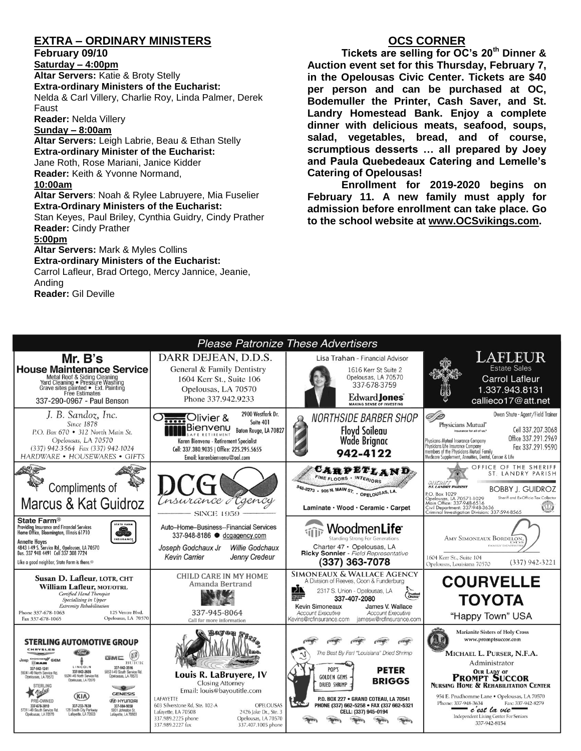## EXTRA – ORDINARY MINISTERS

**February 09/10**

**Saturday – 4:00pm**

**Altar Servers:** Katie & Broty Stelly
**Extra-ordinary Ministers of the Eucharist:**
Nelda & Carl Villery, Charlie Roy, Linda Palmer, Derek Faust
**Reader:** Nelda Villery

**Sunday – 8:00am**

**Altar Servers:** Leigh Labrie, Beau & Ethan Stelly
**Extra-ordinary Minister of the Eucharist:**
Jane Roth, Rose Mariani, Janice Kidder
**Reader:** Keith & Yvonne Normand,

**10:00am**

**Altar Servers**: Noah & Rylee Labruyere, Mia Fuselier
**Extra-Ordinary Ministers of the Eucharist:**
Stan Keyes, Paul Briley, Cynthia Guidry, Cindy Prather
**Reader:** Cindy Prather

**5:00pm**

**Altar Servers:** Mark & Myles Collins
**Extra-ordinary Ministers of the Eucharist:**
Carrol Lafleur, Brad Ortego, Mercy Jannice, Jeanie, Anding
**Reader:** Gil Deville

## OCS CORNER

**Tickets are selling for OC's 20th Dinner & Auction event set for this Thursday, February 7, in the Opelousas Civic Center. Tickets are $40 per person and can be purchased at OC, Bodemuller the Printer, Cash Saver, and St. Landry Homestead Bank. Enjoy a complete dinner with delicious meats, seafood, soups, salad, vegetables, bread, and of course, scrumptious desserts … all prepared by Joey and Paula Quebedeaux Catering and Lemelle's Catering of Opelousas!**

**Enrollment for 2019-2020 begins on February 11. A new family must apply for admission before enrollment can take place. Go to the school website at www.OCSvikings.com.**

## Please Patronize These Advertisers

**Mr. B's House Maintenance Service** – Metal Roof & Siding Cleaning, Yard Cleaning • Pressure Washing, Grave sites painted • Ext. Painting, Free Estimates – 337-290-0967 - Paul Benson

**DARR DEJEAN, D.D.S.** – General & Family Dentistry, 1604 Kerr St., Suite 106, Opelousas, LA 70570, Phone 337.942.9233

**Lisa Trahan** - Financial Advisor – 1616 Kerr St Suite 2, Opelousas, LA 70570, 337-678-3759 – Edward Jones, Making Sense of Investing

**LAFLEUR Estate Sales** – Carrol Lafleur, 1.337.943.8131, callieco17@att.net

**J. B. Sandoz, Inc.** – Since 1878, P.O. Box 670 • 312 North Main St., Opelousas, LA 70570, (337) 942-3564 Fax (337) 942-1024, HARDWARE • HOUSEWARES • GIFTS

**Olivier & Bienvenu** – Safe Retirement, 2900 Westfork Dr. Suite 401, Baton Rouge, LA 70827 – Karen Bienvenu - Retirement Specialist, Cell: 337.380.9035 | Office: 225.295.5655, Email: karenbienvenu@aol.com

**NORTHSIDE BARBER SHOP** – Floyd Soileau, Wade Brignac, 942-4122

**Physicians Mutual** – Insurance for all of us. Owen Shute - Agent/Field Trainer, Cell 337.207.3068, Office 337.291.2969, Fax 337.291.9590 – Physicians Mutual Insurance Company, Physicians Life Insurance Company, members of the Physicians Mutual Family, Medicare Supplement, Annuities, Dental, Cancer & Life

**Compliments of Marcus & Kat Guidroz**

**DCG Insurance Agency** – Since 1959

**CARPETLAND** – Fine Floors • Interiors, 948-8273 • 905 N. Main St. • Opelousas, LA. – Laminate • Wood • Ceramic • Carpet

**OFFICE OF THE SHERIFF ST. LANDRY PARISH** – BOBBY J. GUIDROZ, Sheriff and ExOfficio Tax Collector – P.O. Box 1029, Opelousas, LA 70571-1029, Main Office: 337-948-6516, Civil Department: 337-948-3636, Criminal Investigation Division: 337-594-8565

**State Farm®** – Providing Insurance and Financial Services, Home Office, Bloomington, Illinois 61710 – Annette Hayes, 4843 I-49 S. Service Rd., Opelousas, LA 70570, Bus. 337 948 4491 Cell 337 308 7724 – Like a good neighbor, State Farm is there.®

**Auto–Home–Business--Financial Services** – 337-948-8186 ● dcgagency.com – Joseph Godchaux Jr, Willie Godchaux, Kevin Carrier, Jenny Credeur

**WoodmenLife** – Standing Strong For Generations – Charter 47 • Opelousas, LA – Ricky Sonnier - Field Representative, (337) 363-7078

**AMY SIMONEAUX BORDELON, DDS** – Family Dentistry – 1604 Kerr St., Suite 104, Opelousas, Louisiana 70570, (337) 942-3221

**Susan D. Lafleur, LOTR, CHT** – **William Lafleur, MOT/OTRL** – Certified Hand Therapist, Specializing in Upper Extremity Rehabilitation – Phone 337-678-1063, Fax 337-678-1065 – 125 Ventre Blvd., Opelousas, LA 70570

**CHILD CARE IN MY HOME** – Amanda Bertrand – 337-945-8064, Call for more information

**SIMONEAUX & WALLACE AGENCY** – A Division of Reeves, Coon & Funderburg – 2317 S. Union - Opelousas, LA, 337-407-2080 – Kevin Simoneaux, Account Executive, Kevins@rcfinsurance.com – James V. Wallace, Account Executive, jamesw@rcfinsurance.com

**COURVELLE TOYOTA** – "Happy Town" USA

**STERLING AUTOMOTIVE GROUP** – Chrysler, Jeep, Dodge, Ram: 337-942-1241, 5504 I-49 North Service Rd., Opelousas, LA 70570 – Ford, Lincoln: 337-942-2686, 5524 I-49 North Service Rd., Opelousas, LA 70570 – GMC, Buick: 337-942-3516, 5853 I-49 South Service Rd., Opelousas, LA 70570 – Sterling Value Pre-Owned: 337-678-3810, 5731 I-49 South Service Rd., Opelousas, LA 70570 – Kia: 337-233-7630, 125 South City Parkway, Lafayette, LA 70503 – Genesis, Hyundai: 337-984-9050, 5001 Johnston St., Lafayette, LA 70503

**Bayou Title, Inc.** – Louis R. LaBruyere, IV, Closing Attorney, Email: louis@bayoutitle.com – LAFAYETTE: 603 Silverstone Rd, Ste. 102-A, Lafayette, LA 70508, 337.989.2225 phone, 337.989.2227 fax – OPELOUSAS: 2426 Jake Dr., Ste. 3, Opelousas, LA 70570, 337.407.1005 phone

**PETER BRIGGS** – The Best By Far! "Louisiana" Dried Shrimp – Pop's Golden Gems Dried Shrimp – P.O. BOX 227 • GRAND COTEAU, LA 70541, PHONE (337) 662-5258 • FAX (337) 662-5321, CELL: (337) 945-0194

**Marianite Sisters of Holy Cross** – www.promptsuccor.com – MICHAEL L. PURSER, N.F.A., Administrator – **OUR LADY OF PROMPT SUCCOR NURSING HOME & REHABILITATION CENTER** – 954 E. Prudhomme Lane • Opelousas, LA 70570, Phone: 337-948-3634, Fax: 337-942-8279 – c'est la vie – Independent Living Center For Seniors, 337-942-8154